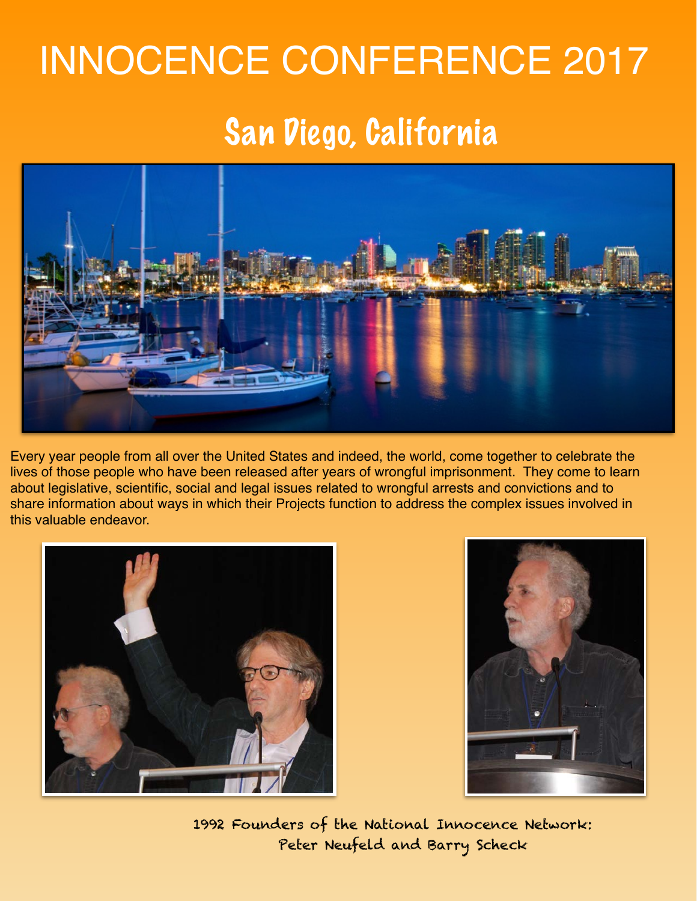# INNOCENCE CONFERENCE 2017

## San Diego, California

Every year people from all over the United States and indeed, the world, come together to celebrate the lives of those people who have been released after years of wrongful imprisonment. They come to learn about legislative, scientific, social and legal issues related to wrongful arrests and convictions and to share information about ways in which their Projects function to address the complex issues involved in this valuable endeavor.

1992 Founders of the National Innocence Network:
Peter Neufeld and Barry Scheck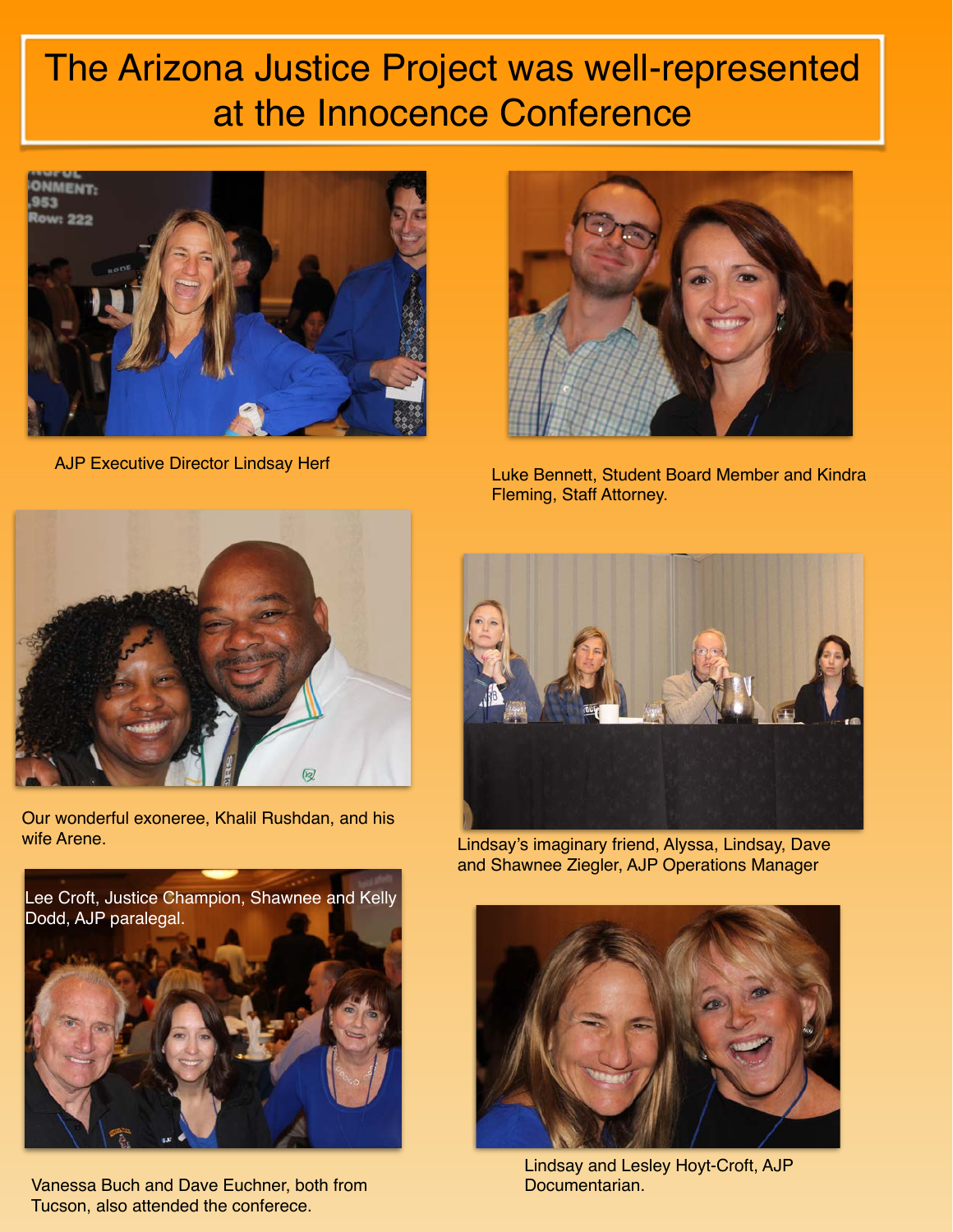# The Arizona Justice Project was well-represented at the Innocence Conference

AJP Executive Director Lindsay Herf

Luke Bennett, Student Board Member and Kindra Fleming, Staff Attorney.

Our wonderful exoneree, Khalil Rushdan, and his wife Arene.

Lindsay's imaginary friend, Alyssa, Lindsay, Dave and Shawnee Ziegler, AJP Operations Manager

Lee Croft, Justice Champion, Shawnee and Kelly Dodd, AJP paralegal.

Lindsay and Lesley Hoyt-Croft, AJP Documentarian.

Vanessa Buch and Dave Euchner, both from Tucson, also attended the conferece.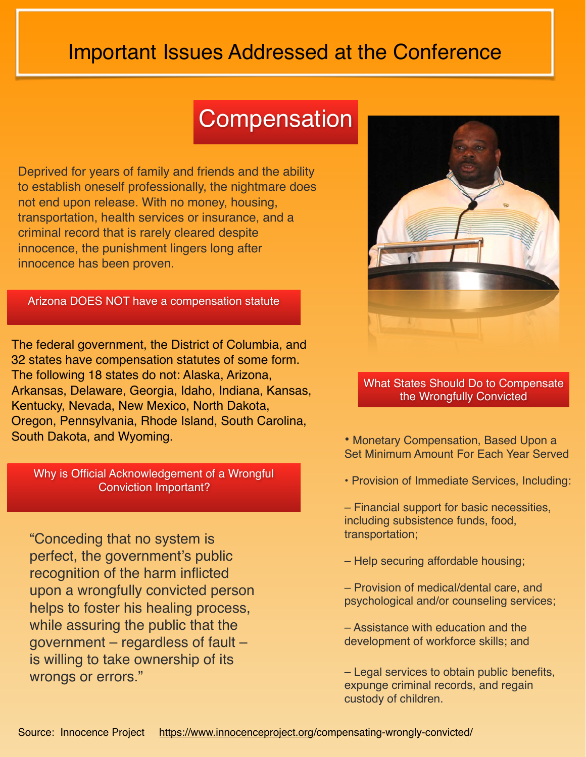# Important Issues Addressed at the Conference

## Compensation

Deprived for years of family and friends and the ability to establish oneself professionally, the nightmare does not end upon release. With no money, housing, transportation, health services or insurance, and a criminal record that is rarely cleared despite innocence, the punishment lingers long after innocence has been proven.

### Arizona DOES NOT have a compensation statute

The federal government, the District of Columbia, and 32 states have compensation statutes of some form. The following 18 states do not: Alaska, Arizona, Arkansas, Delaware, Georgia, Idaho, Indiana, Kansas, Kentucky, Nevada, New Mexico, North Dakota, Oregon, Pennsylvania, Rhode Island, South Carolina, South Dakota, and Wyoming.

### Why is Official Acknowledgement of a Wrongful Conviction Important?

> "Conceding that no system is perfect, the government's public recognition of the harm inflicted upon a wrongfully convicted person helps to foster his healing process, while assuring the public that the government – regardless of fault – is willing to take ownership of its wrongs or errors."

### What States Should Do to Compensate the Wrongfully Convicted

- Monetary Compensation, Based Upon a Set Minimum Amount For Each Year Served
- Provision of Immediate Services, Including:
  - Financial support for basic necessities, including subsistence funds, food, transportation;
  - Help securing affordable housing;
  - Provision of medical/dental care, and psychological and/or counseling services;
  - Assistance with education and the development of workforce skills; and
  - Legal services to obtain public benefits, expunge criminal records, and regain custody of children.

Source: Innocence Project https://www.innocenceproject.org/compensating-wrongly-convicted/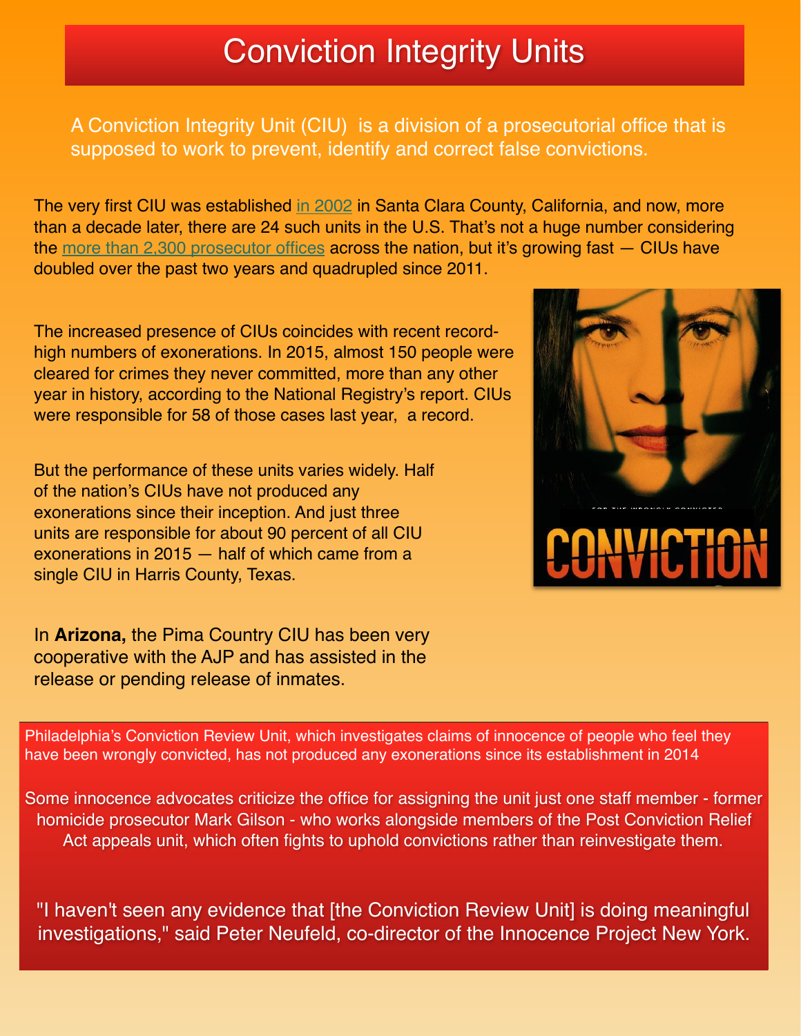# Conviction Integrity Units

A Conviction Integrity Unit (CIU) is a division of a prosecutorial office that is supposed to work to prevent, identify and correct false convictions.

The very first CIU was established in 2002 in Santa Clara County, California, and now, more than a decade later, there are 24 such units in the U.S. That's not a huge number considering the more than 2,300 prosecutor offices across the nation, but it's growing fast — CIUs have doubled over the past two years and quadrupled since 2011.

The increased presence of CIUs coincides with recent record-high numbers of exonerations. In 2015, almost 150 people were cleared for crimes they never committed, more than any other year in history, according to the National Registry's report. CIUs were responsible for 58 of those cases last year, a record.

But the performance of these units varies widely. Half of the nation's CIUs have not produced any exonerations since their inception. And just three units are responsible for about 90 percent of all CIU exonerations in 2015 — half of which came from a single CIU in Harris County, Texas.

In **Arizona,** the Pima Country CIU has been very cooperative with the AJP and has assisted in the release or pending release of inmates.

Philadelphia's Conviction Review Unit, which investigates claims of innocence of people who feel they have been wrongly convicted, has not produced any exonerations since its establishment in 2014

Some innocence advocates criticize the office for assigning the unit just one staff member - former homicide prosecutor Mark Gilson - who works alongside members of the Post Conviction Relief Act appeals unit, which often fights to uphold convictions rather than reinvestigate them.

"I haven't seen any evidence that [the Conviction Review Unit] is doing meaningful investigations," said Peter Neufeld, co-director of the Innocence Project New York.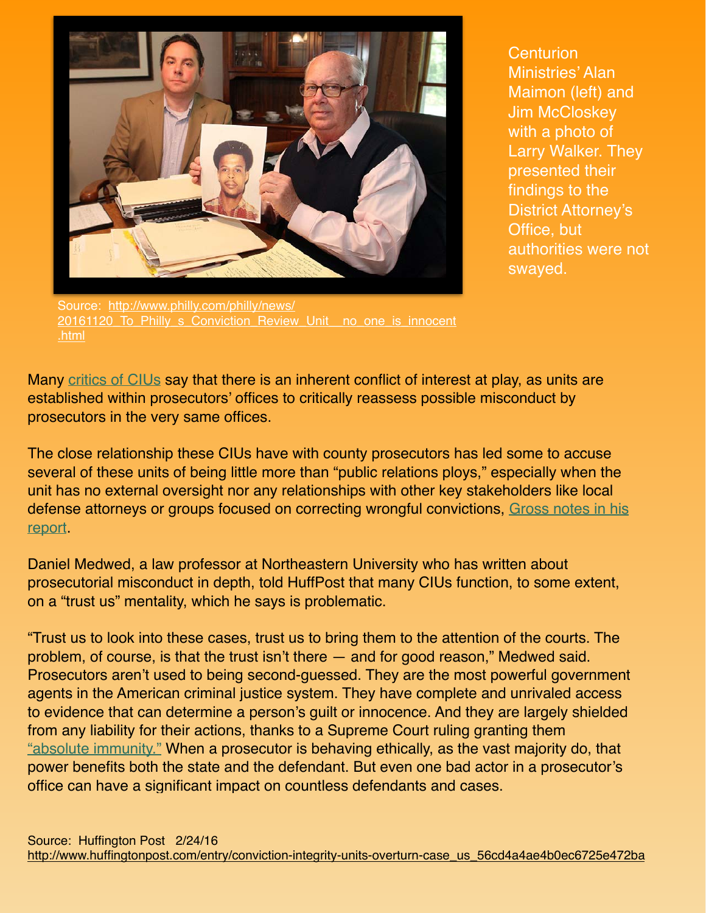Centurion Ministries' Alan Maimon (left) and Jim McCloskey with a photo of Larry Walker. They presented their findings to the District Attorney's Office, but authorities were not swayed.

Source: [http://www.philly.com/philly/news/20161120_To_Philly_s_Conviction_Review_Unit__no_one_is_innocent.html](http://www.philly.com/philly/news/20161120_To_Philly_s_Conviction_Review_Unit__no_one_is_innocent.html)

Many critics of CIUs say that there is an inherent conflict of interest at play, as units are established within prosecutors' offices to critically reassess possible misconduct by prosecutors in the very same offices.

The close relationship these CIUs have with county prosecutors has led some to accuse several of these units of being little more than "public relations ploys," especially when the unit has no external oversight nor any relationships with other key stakeholders like local defense attorneys or groups focused on correcting wrongful convictions, Gross notes in his report.

Daniel Medwed, a law professor at Northeastern University who has written about prosecutorial misconduct in depth, told HuffPost that many CIUs function, to some extent, on a "trust us" mentality, which he says is problematic.

"Trust us to look into these cases, trust us to bring them to the attention of the courts. The problem, of course, is that the trust isn't there — and for good reason," Medwed said. Prosecutors aren't used to being second-guessed. They are the most powerful government agents in the American criminal justice system. They have complete and unrivaled access to evidence that can determine a person's guilt or innocence. And they are largely shielded from any liability for their actions, thanks to a Supreme Court ruling granting them "absolute immunity." When a prosecutor is behaving ethically, as the vast majority do, that power benefits both the state and the defendant. But even one bad actor in a prosecutor's office can have a significant impact on countless defendants and cases.

Source: Huffington Post 2/24/16
[http://www.huffingtonpost.com/entry/conviction-integrity-units-overturn-case_us_56cd4a4ae4b0ec6725e472ba](http://www.huffingtonpost.com/entry/conviction-integrity-units-overturn-case_us_56cd4a4ae4b0ec6725e472ba)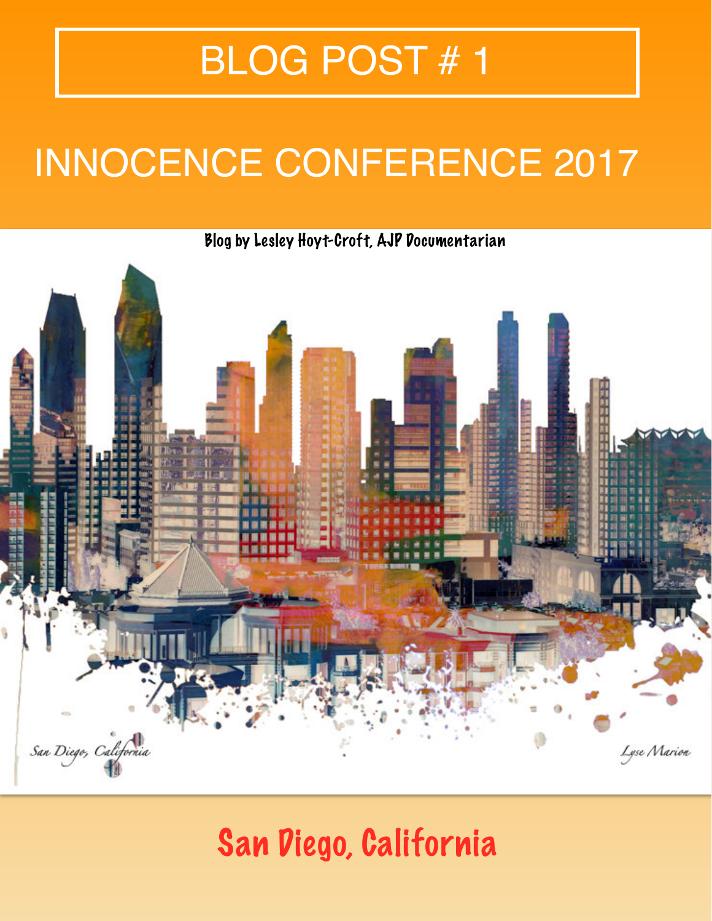# BLOG POST # 1

## INNOCENCE CONFERENCE 2017

Blog by Lesley Hoyt-Croft, AJP Documentarian

San Diego, California